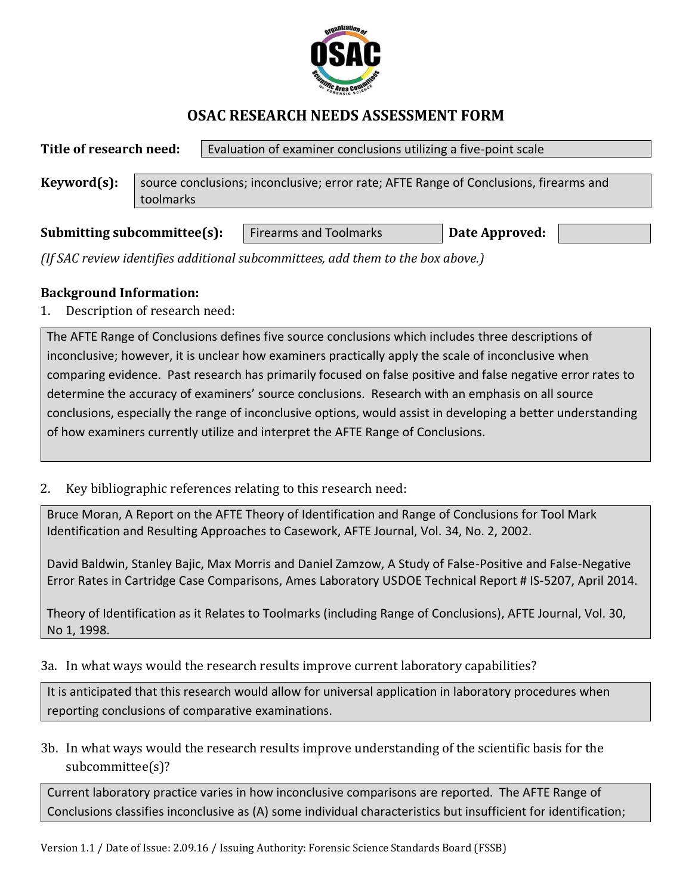# OSAC RESEARCH NEEDS ASSESSMENT FORM

**Title of research need:** Evaluation of examiner conclusions utilizing a five-point scale

**Keyword(s):** source conclusions; inconclusive; error rate; AFTE Range of Conclusions, firearms and toolmarks

**Submitting subcommittee(s):** Firearms and Toolmarks **Date Approved:**

*(If SAC review identifies additional subcommittees, add them to the box above.)*

## Background Information:

1. Description of research need:

The AFTE Range of Conclusions defines five source conclusions which includes three descriptions of inconclusive; however, it is unclear how examiners practically apply the scale of inconclusive when comparing evidence. Past research has primarily focused on false positive and false negative error rates to determine the accuracy of examiners' source conclusions. Research with an emphasis on all source conclusions, especially the range of inconclusive options, would assist in developing a better understanding of how examiners currently utilize and interpret the AFTE Range of Conclusions.

2. Key bibliographic references relating to this research need:

Bruce Moran, A Report on the AFTE Theory of Identification and Range of Conclusions for Tool Mark Identification and Resulting Approaches to Casework, AFTE Journal, Vol. 34, No. 2, 2002.

David Baldwin, Stanley Bajic, Max Morris and Daniel Zamzow, A Study of False-Positive and False-Negative Error Rates in Cartridge Case Comparisons, Ames Laboratory USDOE Technical Report # IS-5207, April 2014.

Theory of Identification as it Relates to Toolmarks (including Range of Conclusions), AFTE Journal, Vol. 30, No 1, 1998.

3a. In what ways would the research results improve current laboratory capabilities?

It is anticipated that this research would allow for universal application in laboratory procedures when reporting conclusions of comparative examinations.

3b. In what ways would the research results improve understanding of the scientific basis for the subcommittee(s)?

Current laboratory practice varies in how inconclusive comparisons are reported. The AFTE Range of Conclusions classifies inconclusive as (A) some individual characteristics but insufficient for identification;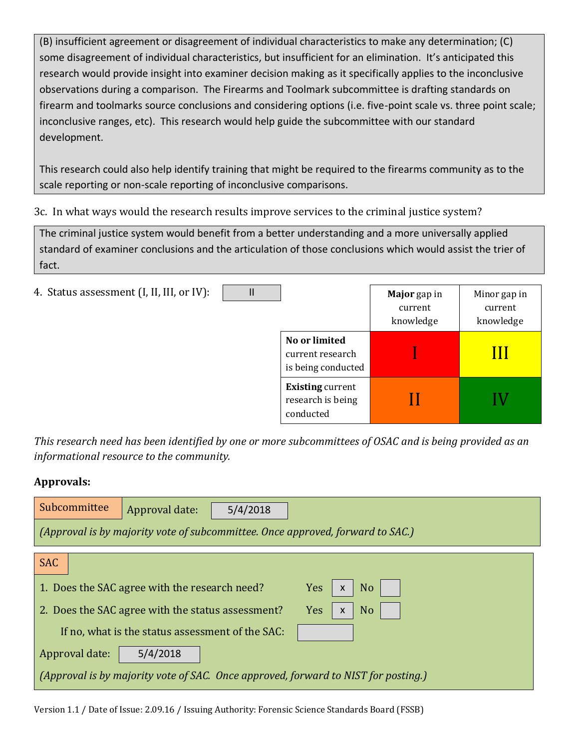(B) insufficient agreement or disagreement of individual characteristics to make any determination; (C) some disagreement of individual characteristics, but insufficient for an elimination. It's anticipated this research would provide insight into examiner decision making as it specifically applies to the inconclusive observations during a comparison. The Firearms and Toolmark subcommittee is drafting standards on firearm and toolmarks source conclusions and considering options (i.e. five-point scale vs. three point scale; inconclusive ranges, etc). This research would help guide the subcommittee with our standard development.

This research could also help identify training that might be required to the firearms community as to the scale reporting or non-scale reporting of inconclusive comparisons.

3c. In what ways would the research results improve services to the criminal justice system?

The criminal justice system would benefit from a better understanding and a more universally applied standard of examiner conclusions and the articulation of those conclusions which would assist the trier of fact.

4. Status assessment (I, II, III, or IV): II

| | **Major** gap in current knowledge | Minor gap in current knowledge |
|---|---|---|
| **No or limited** current research is being conducted | I | III |
| **Existing** current research is being conducted | II | IV |

*This research need has been identified by one or more subcommittees of OSAC and is being provided as an informational resource to the community.*

**Approvals:**

Subcommittee — Approval date: 5/4/2018

*(Approval is by majority vote of subcommittee. Once approved, forward to SAC.)*

SAC

1. Does the SAC agree with the research need? Yes [x] No [ ]
2. Does the SAC agree with the status assessment? Yes [x] No [ ]

   If no, what is the status assessment of the SAC:

Approval date: 5/4/2018

*(Approval is by majority vote of SAC. Once approved, forward to NIST for posting.)*

Version 1.1 / Date of Issue: 2.09.16 / Issuing Authority: Forensic Science Standards Board (FSSB)